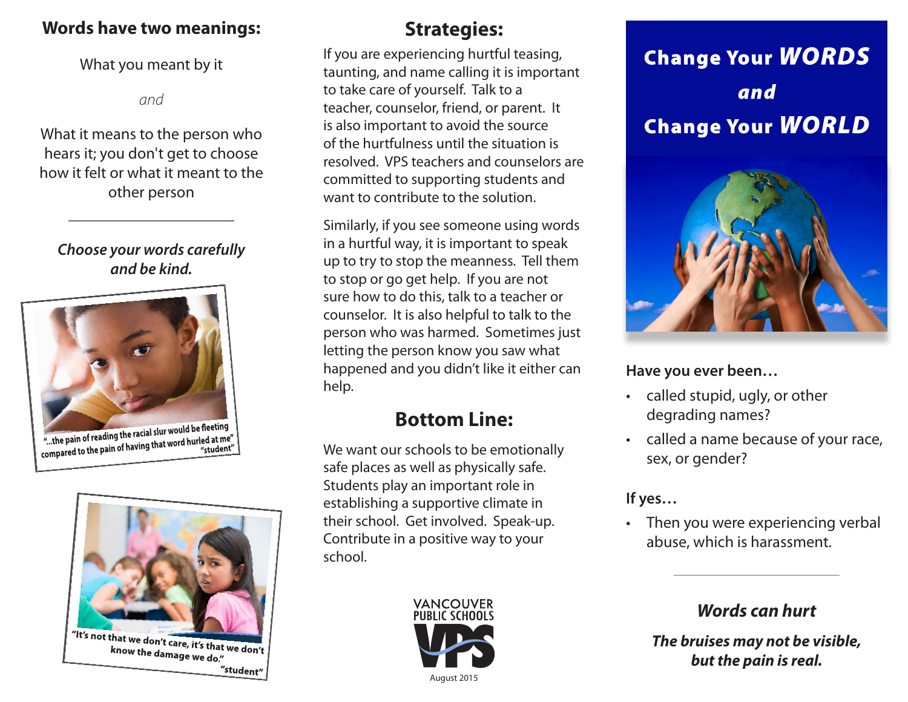## Words have two meanings:

What you meant by it

*and*

What it means to the person who hears it; you don't get to choose how it felt or what it meant to the other person

---

***Choose your words carefully and be kind.***

"...the pain of reading the racial slur would be fleeting compared to the pain of having that word hurled at me" "student"

"It's not that we don't care, it's that we don't know the damage we do." "student"

## Strategies:

If you are experiencing hurtful teasing, taunting, and name calling it is important to take care of yourself. Talk to a teacher, counselor, friend, or parent. It is also important to avoid the source of the hurtfulness until the situation is resolved. VPS teachers and counselors are committed to supporting students and want to contribute to the solution.

Similarly, if you see someone using words in a hurtful way, it is important to speak up to try to stop the meanness. Tell them to stop or go get help. If you are not sure how to do this, talk to a teacher or counselor. It is also helpful to talk to the person who was harmed. Sometimes just letting the person know you saw what happened and you didn't like it either can help.

## Bottom Line:

We want our schools to be emotionally safe places as well as physically safe. Students play an important role in establishing a supportive climate in their school. Get involved. Speak-up. Contribute in a positive way to your school.

VANCOUVER PUBLIC SCHOOLS

VPS

August 2015

# Change Your *WORDS* *and* Change Your *WORLD*

**Have you ever been…**

- called stupid, ugly, or other degrading names?
- called a name because of your race, sex, or gender?

**If yes…**

- Then you were experiencing verbal abuse, which is harassment.

---

***Words can hurt***

***The bruises may not be visible, but the pain is real.***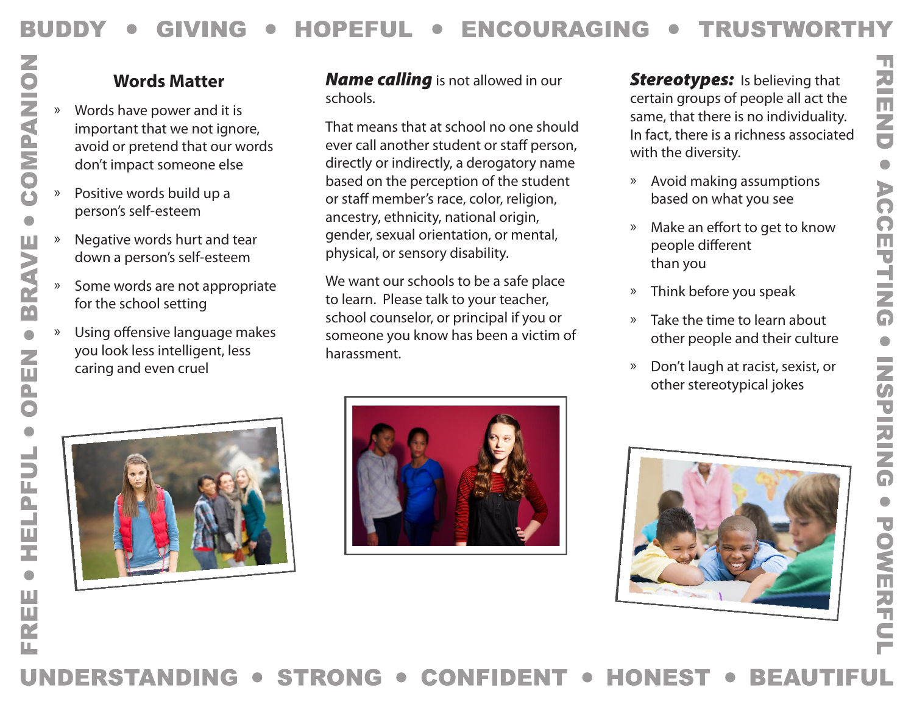BUDDY • GIVING • HOPEFUL • ENCOURAGING • TRUSTWORTHY

FREE • HELPFUL • OPEN • BRAVE • COMPANION

## Words Matter

- Words have power and it is important that we not ignore, avoid or pretend that our words don't impact someone else
- Positive words build up a person's self-esteem
- Negative words hurt and tear down a person's self-esteem
- Some words are not appropriate for the school setting
- Using offensive language makes you look less intelligent, less caring and even cruel

***Name calling*** is not allowed in our schools.

That means that at school no one should ever call another student or staff person, directly or indirectly, a derogatory name based on the perception of the student or staff member's race, color, religion, ancestry, ethnicity, national origin, gender, sexual orientation, or mental, physical, or sensory disability.

We want our schools to be a safe place to learn. Please talk to your teacher, school counselor, or principal if you or someone you know has been a victim of harassment.

***Stereotypes:*** Is believing that certain groups of people all act the same, that there is no individuality. In fact, there is a richness associated with the diversity.

- Avoid making assumptions based on what you see
- Make an effort to get to know people different than you
- Think before you speak
- Take the time to learn about other people and their culture
- Don't laugh at racist, sexist, or other stereotypical jokes

FRIEND • ACCEPTING • INSPIRING • POWERFUL

UNDERSTANDING • STRONG • CONFIDENT • HONEST • BEAUTIFUL